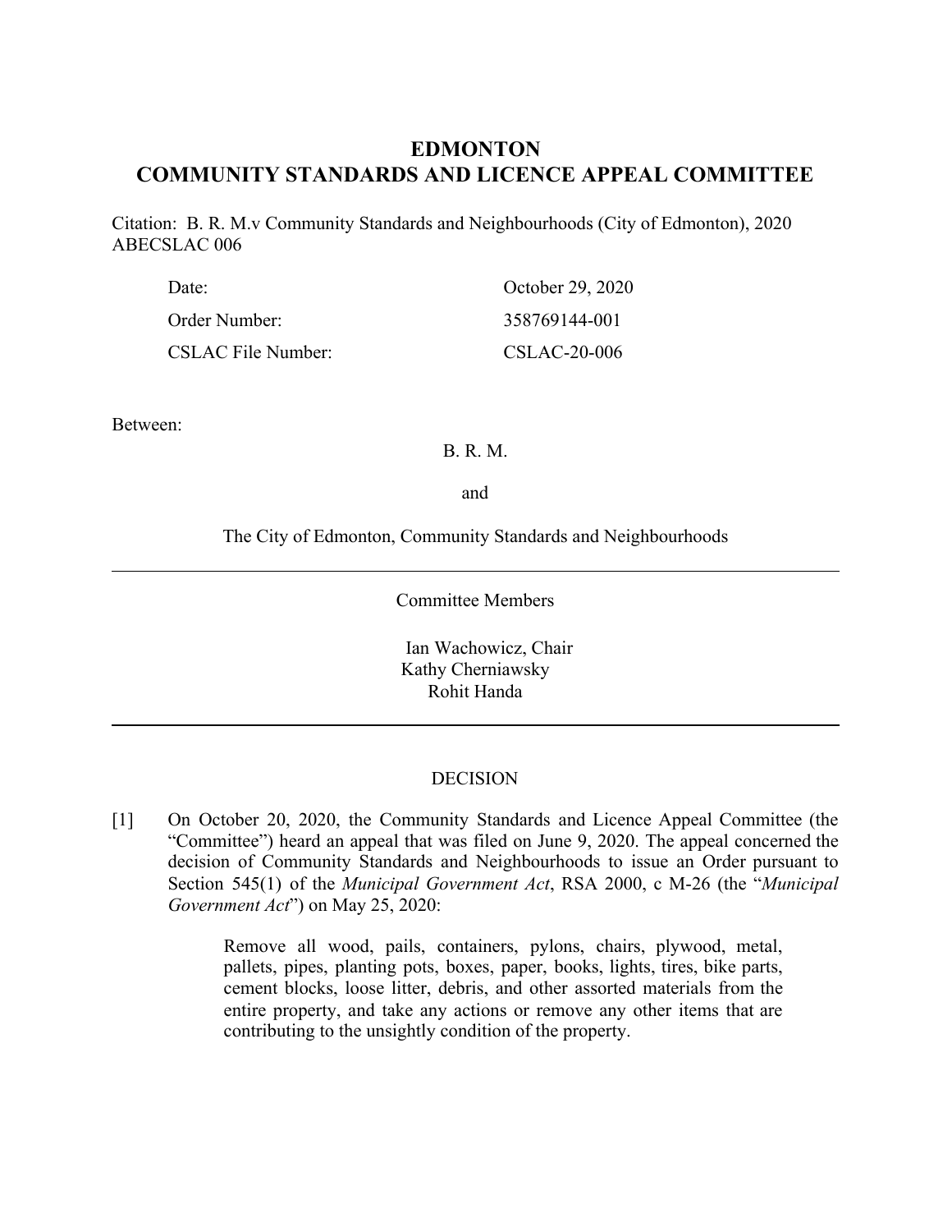# EDMONTON
# COMMUNITY STANDARDS AND LICENCE APPEAL COMMITTEE

Citation: B. R. M.v Community Standards and Neighbourhoods (City of Edmonton), 2020 ABECSLAC 006

| | |
|---|---|
| Date: | October 29, 2020 |
| Order Number: | 358769144-001 |
| CSLAC File Number: | CSLAC-20-006 |

Between:

B. R. M.

and

The City of Edmonton, Community Standards and Neighbourhoods

---

Committee Members

Ian Wachowicz, Chair
Kathy Cherniawsky
Rohit Handa

---

DECISION

[1] On October 20, 2020, the Community Standards and Licence Appeal Committee (the "Committee") heard an appeal that was filed on June 9, 2020. The appeal concerned the decision of Community Standards and Neighbourhoods to issue an Order pursuant to Section 545(1) of the *Municipal Government Act*, RSA 2000, c M-26 (the "*Municipal Government Act*") on May 25, 2020:

> Remove all wood, pails, containers, pylons, chairs, plywood, metal, pallets, pipes, planting pots, boxes, paper, books, lights, tires, bike parts, cement blocks, loose litter, debris, and other assorted materials from the entire property, and take any actions or remove any other items that are contributing to the unsightly condition of the property.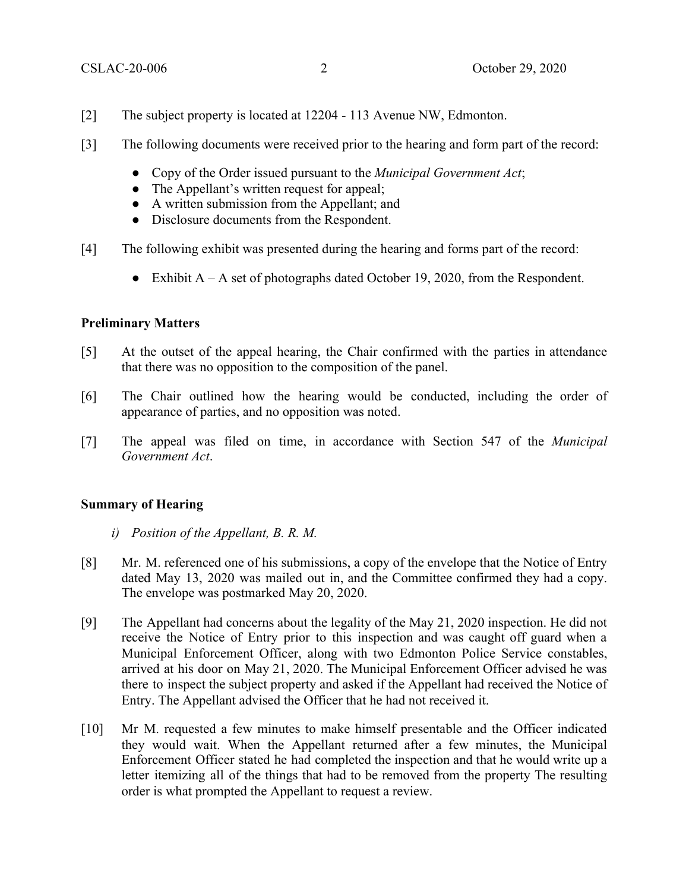[2] The subject property is located at 12204 - 113 Avenue NW, Edmonton.

[3] The following documents were received prior to the hearing and form part of the record:

- Copy of the Order issued pursuant to the *Municipal Government Act*;
- The Appellant's written request for appeal;
- A written submission from the Appellant; and
- Disclosure documents from the Respondent.

[4] The following exhibit was presented during the hearing and forms part of the record:

- Exhibit A – A set of photographs dated October 19, 2020, from the Respondent.

**Preliminary Matters**

[5] At the outset of the appeal hearing, the Chair confirmed with the parties in attendance that there was no opposition to the composition of the panel.

[6] The Chair outlined how the hearing would be conducted, including the order of appearance of parties, and no opposition was noted.

[7] The appeal was filed on time, in accordance with Section 547 of the *Municipal Government Act*.

**Summary of Hearing**

*i) Position of the Appellant, B. R. M.*

[8] Mr. M. referenced one of his submissions, a copy of the envelope that the Notice of Entry dated May 13, 2020 was mailed out in, and the Committee confirmed they had a copy. The envelope was postmarked May 20, 2020.

[9] The Appellant had concerns about the legality of the May 21, 2020 inspection. He did not receive the Notice of Entry prior to this inspection and was caught off guard when a Municipal Enforcement Officer, along with two Edmonton Police Service constables, arrived at his door on May 21, 2020. The Municipal Enforcement Officer advised he was there to inspect the subject property and asked if the Appellant had received the Notice of Entry. The Appellant advised the Officer that he had not received it.

[10] Mr M. requested a few minutes to make himself presentable and the Officer indicated they would wait. When the Appellant returned after a few minutes, the Municipal Enforcement Officer stated he had completed the inspection and that he would write up a letter itemizing all of the things that had to be removed from the property The resulting order is what prompted the Appellant to request a review.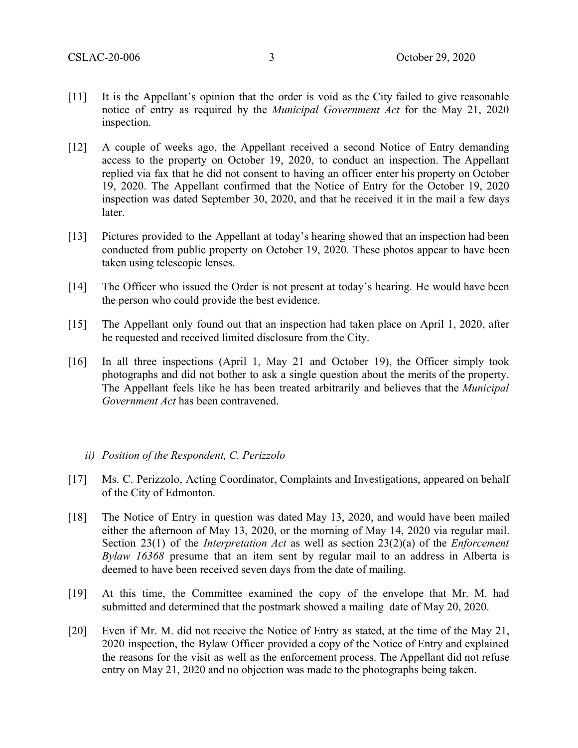[11] It is the Appellant's opinion that the order is void as the City failed to give reasonable notice of entry as required by the *Municipal Government Act* for the May 21, 2020 inspection.

[12] A couple of weeks ago, the Appellant received a second Notice of Entry demanding access to the property on October 19, 2020, to conduct an inspection. The Appellant replied via fax that he did not consent to having an officer enter his property on October 19, 2020. The Appellant confirmed that the Notice of Entry for the October 19, 2020 inspection was dated September 30, 2020, and that he received it in the mail a few days later.

[13] Pictures provided to the Appellant at today's hearing showed that an inspection had been conducted from public property on October 19, 2020. These photos appear to have been taken using telescopic lenses.

[14] The Officer who issued the Order is not present at today's hearing. He would have been the person who could provide the best evidence.

[15] The Appellant only found out that an inspection had taken place on April 1, 2020, after he requested and received limited disclosure from the City.

[16] In all three inspections (April 1, May 21 and October 19), the Officer simply took photographs and did not bother to ask a single question about the merits of the property. The Appellant feels like he has been treated arbitrarily and believes that the *Municipal Government Act* has been contravened.

### *ii) Position of the Respondent, C. Perizzolo*

[17] Ms. C. Perizzolo, Acting Coordinator, Complaints and Investigations, appeared on behalf of the City of Edmonton.

[18] The Notice of Entry in question was dated May 13, 2020, and would have been mailed either the afternoon of May 13, 2020, or the morning of May 14, 2020 via regular mail. Section 23(1) of the *Interpretation Act* as well as section 23(2)(a) of the *Enforcement Bylaw 16368* presume that an item sent by regular mail to an address in Alberta is deemed to have been received seven days from the date of mailing.

[19] At this time, the Committee examined the copy of the envelope that Mr. M. had submitted and determined that the postmark showed a mailing date of May 20, 2020.

[20] Even if Mr. M. did not receive the Notice of Entry as stated, at the time of the May 21, 2020 inspection, the Bylaw Officer provided a copy of the Notice of Entry and explained the reasons for the visit as well as the enforcement process. The Appellant did not refuse entry on May 21, 2020 and no objection was made to the photographs being taken.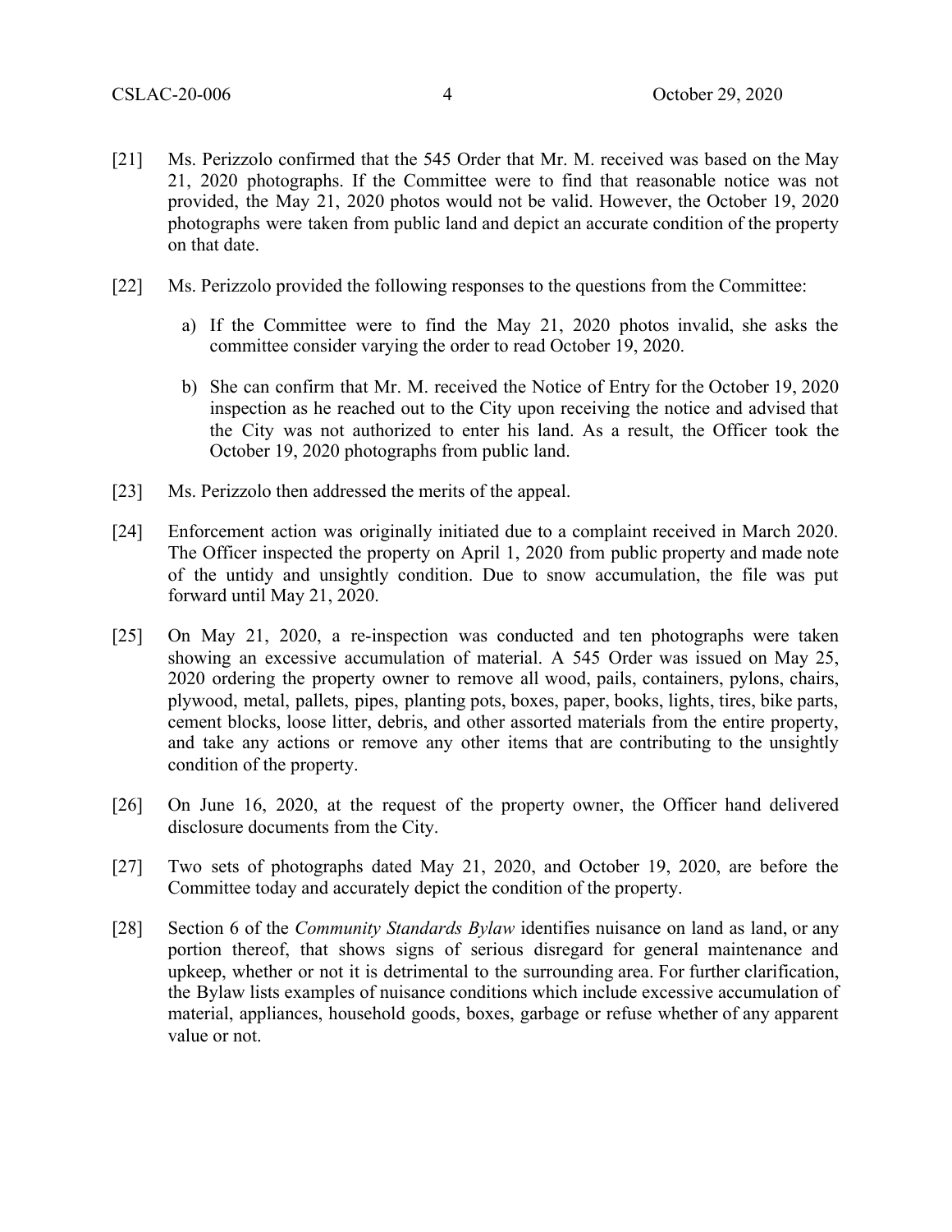[21] Ms. Perizzolo confirmed that the 545 Order that Mr. M. received was based on the May 21, 2020 photographs. If the Committee were to find that reasonable notice was not provided, the May 21, 2020 photos would not be valid. However, the October 19, 2020 photographs were taken from public land and depict an accurate condition of the property on that date.

[22] Ms. Perizzolo provided the following responses to the questions from the Committee:

a) If the Committee were to find the May 21, 2020 photos invalid, she asks the committee consider varying the order to read October 19, 2020.

b) She can confirm that Mr. M. received the Notice of Entry for the October 19, 2020 inspection as he reached out to the City upon receiving the notice and advised that the City was not authorized to enter his land. As a result, the Officer took the October 19, 2020 photographs from public land.

[23] Ms. Perizzolo then addressed the merits of the appeal.

[24] Enforcement action was originally initiated due to a complaint received in March 2020. The Officer inspected the property on April 1, 2020 from public property and made note of the untidy and unsightly condition. Due to snow accumulation, the file was put forward until May 21, 2020.

[25] On May 21, 2020, a re-inspection was conducted and ten photographs were taken showing an excessive accumulation of material. A 545 Order was issued on May 25, 2020 ordering the property owner to remove all wood, pails, containers, pylons, chairs, plywood, metal, pallets, pipes, planting pots, boxes, paper, books, lights, tires, bike parts, cement blocks, loose litter, debris, and other assorted materials from the entire property, and take any actions or remove any other items that are contributing to the unsightly condition of the property.

[26] On June 16, 2020, at the request of the property owner, the Officer hand delivered disclosure documents from the City.

[27] Two sets of photographs dated May 21, 2020, and October 19, 2020, are before the Committee today and accurately depict the condition of the property.

[28] Section 6 of the *Community Standards Bylaw* identifies nuisance on land as land, or any portion thereof, that shows signs of serious disregard for general maintenance and upkeep, whether or not it is detrimental to the surrounding area. For further clarification, the Bylaw lists examples of nuisance conditions which include excessive accumulation of material, appliances, household goods, boxes, garbage or refuse whether of any apparent value or not.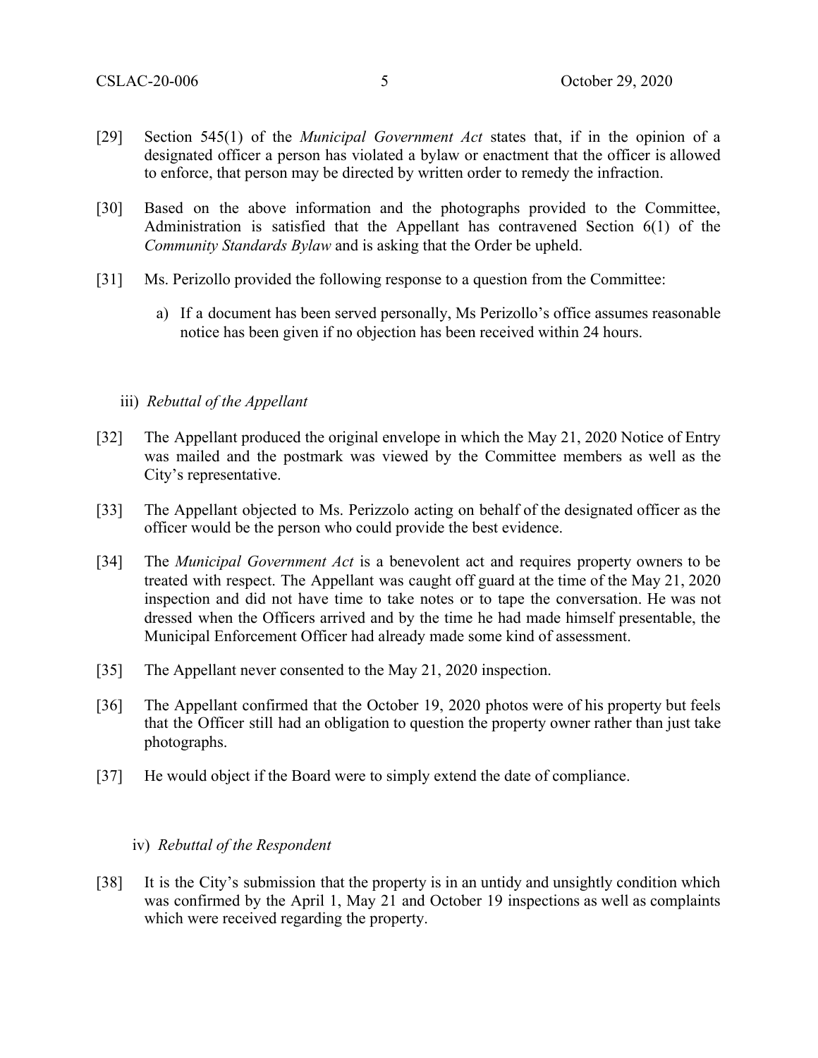[29] Section 545(1) of the *Municipal Government Act* states that, if in the opinion of a designated officer a person has violated a bylaw or enactment that the officer is allowed to enforce, that person may be directed by written order to remedy the infraction.

[30] Based on the above information and the photographs provided to the Committee, Administration is satisfied that the Appellant has contravened Section 6(1) of the *Community Standards Bylaw* and is asking that the Order be upheld.

[31] Ms. Perizollo provided the following response to a question from the Committee:

a) If a document has been served personally, Ms Perizollo's office assumes reasonable notice has been given if no objection has been received within 24 hours.

iii) *Rebuttal of the Appellant*

[32] The Appellant produced the original envelope in which the May 21, 2020 Notice of Entry was mailed and the postmark was viewed by the Committee members as well as the City's representative.

[33] The Appellant objected to Ms. Perizzolo acting on behalf of the designated officer as the officer would be the person who could provide the best evidence.

[34] The *Municipal Government Act* is a benevolent act and requires property owners to be treated with respect. The Appellant was caught off guard at the time of the May 21, 2020 inspection and did not have time to take notes or to tape the conversation. He was not dressed when the Officers arrived and by the time he had made himself presentable, the Municipal Enforcement Officer had already made some kind of assessment.

[35] The Appellant never consented to the May 21, 2020 inspection.

[36] The Appellant confirmed that the October 19, 2020 photos were of his property but feels that the Officer still had an obligation to question the property owner rather than just take photographs.

[37] He would object if the Board were to simply extend the date of compliance.

iv) *Rebuttal of the Respondent*

[38] It is the City's submission that the property is in an untidy and unsightly condition which was confirmed by the April 1, May 21 and October 19 inspections as well as complaints which were received regarding the property.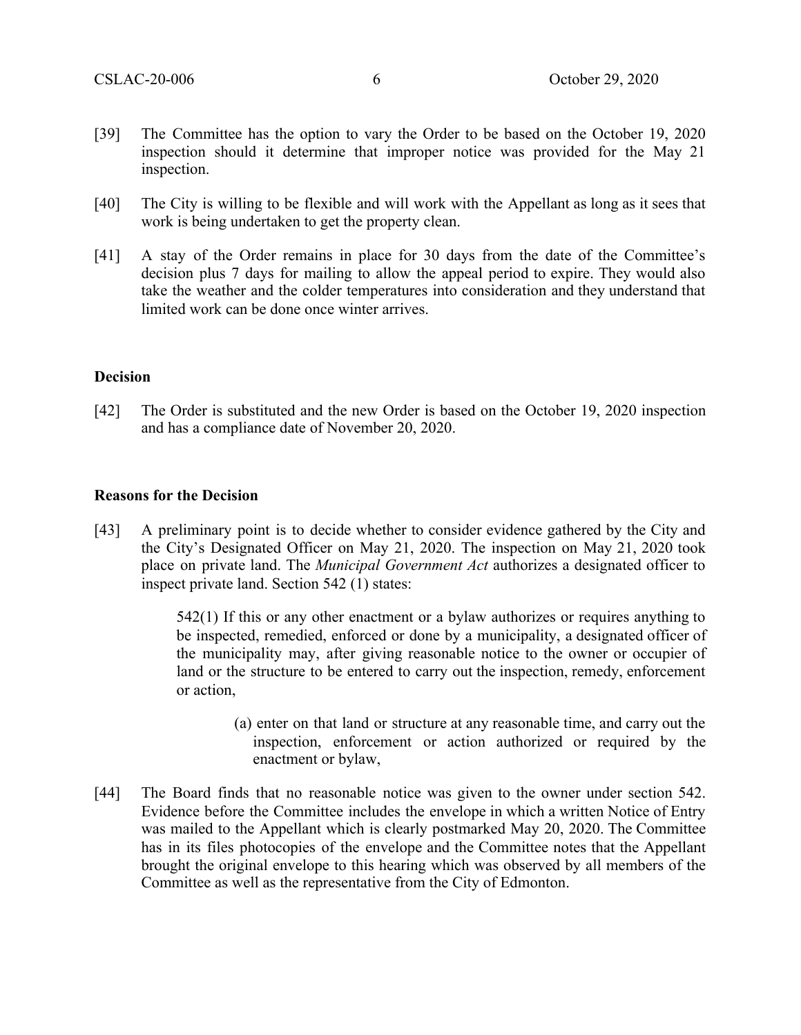[39] The Committee has the option to vary the Order to be based on the October 19, 2020 inspection should it determine that improper notice was provided for the May 21 inspection.

[40] The City is willing to be flexible and will work with the Appellant as long as it sees that work is being undertaken to get the property clean.

[41] A stay of the Order remains in place for 30 days from the date of the Committee's decision plus 7 days for mailing to allow the appeal period to expire. They would also take the weather and the colder temperatures into consideration and they understand that limited work can be done once winter arrives.

## Decision

[42] The Order is substituted and the new Order is based on the October 19, 2020 inspection and has a compliance date of November 20, 2020.

## Reasons for the Decision

[43] A preliminary point is to decide whether to consider evidence gathered by the City and the City's Designated Officer on May 21, 2020. The inspection on May 21, 2020 took place on private land. The *Municipal Government Act* authorizes a designated officer to inspect private land. Section 542 (1) states:

> 542(1) If this or any other enactment or a bylaw authorizes or requires anything to be inspected, remedied, enforced or done by a municipality, a designated officer of the municipality may, after giving reasonable notice to the owner or occupier of land or the structure to be entered to carry out the inspection, remedy, enforcement or action,
>
> > (a) enter on that land or structure at any reasonable time, and carry out the inspection, enforcement or action authorized or required by the enactment or bylaw,

[44] The Board finds that no reasonable notice was given to the owner under section 542. Evidence before the Committee includes the envelope in which a written Notice of Entry was mailed to the Appellant which is clearly postmarked May 20, 2020. The Committee has in its files photocopies of the envelope and the Committee notes that the Appellant brought the original envelope to this hearing which was observed by all members of the Committee as well as the representative from the City of Edmonton.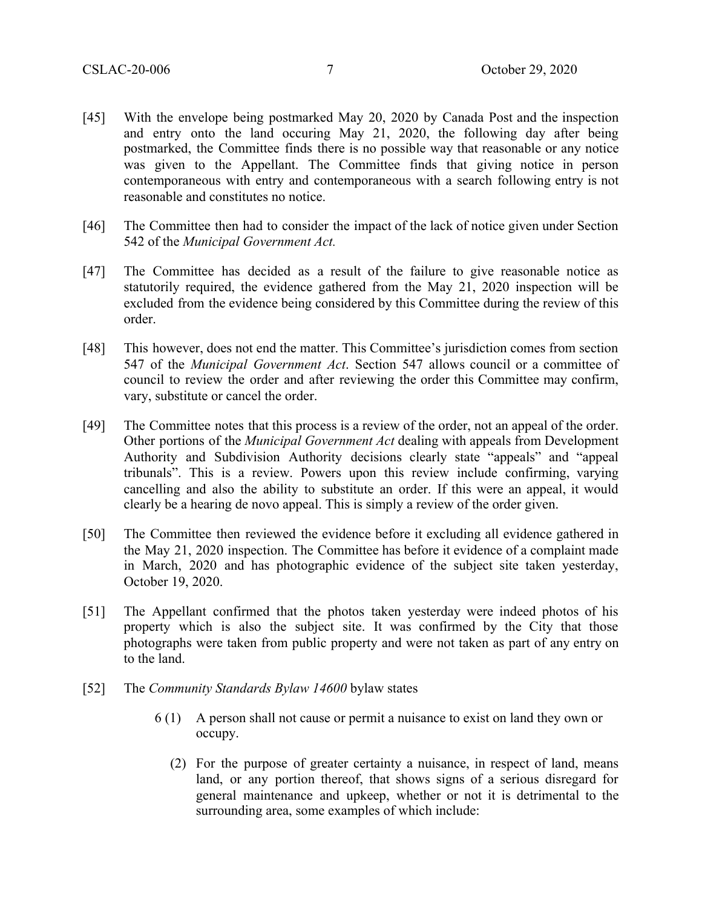[45] With the envelope being postmarked May 20, 2020 by Canada Post and the inspection and entry onto the land occuring May 21, 2020, the following day after being postmarked, the Committee finds there is no possible way that reasonable or any notice was given to the Appellant. The Committee finds that giving notice in person contemporaneous with entry and contemporaneous with a search following entry is not reasonable and constitutes no notice.

[46] The Committee then had to consider the impact of the lack of notice given under Section 542 of the *Municipal Government Act.*

[47] The Committee has decided as a result of the failure to give reasonable notice as statutorily required, the evidence gathered from the May 21, 2020 inspection will be excluded from the evidence being considered by this Committee during the review of this order.

[48] This however, does not end the matter. This Committee's jurisdiction comes from section 547 of the *Municipal Government Act*. Section 547 allows council or a committee of council to review the order and after reviewing the order this Committee may confirm, vary, substitute or cancel the order.

[49] The Committee notes that this process is a review of the order, not an appeal of the order. Other portions of the *Municipal Government Act* dealing with appeals from Development Authority and Subdivision Authority decisions clearly state "appeals" and "appeal tribunals". This is a review. Powers upon this review include confirming, varying cancelling and also the ability to substitute an order. If this were an appeal, it would clearly be a hearing de novo appeal. This is simply a review of the order given.

[50] The Committee then reviewed the evidence before it excluding all evidence gathered in the May 21, 2020 inspection. The Committee has before it evidence of a complaint made in March, 2020 and has photographic evidence of the subject site taken yesterday, October 19, 2020.

[51] The Appellant confirmed that the photos taken yesterday were indeed photos of his property which is also the subject site. It was confirmed by the City that those photographs were taken from public property and were not taken as part of any entry on to the land.

[52] The *Community Standards Bylaw 14600* bylaw states

> 6 (1) A person shall not cause or permit a nuisance to exist on land they own or occupy.
>
> (2) For the purpose of greater certainty a nuisance, in respect of land, means land, or any portion thereof, that shows signs of a serious disregard for general maintenance and upkeep, whether or not it is detrimental to the surrounding area, some examples of which include: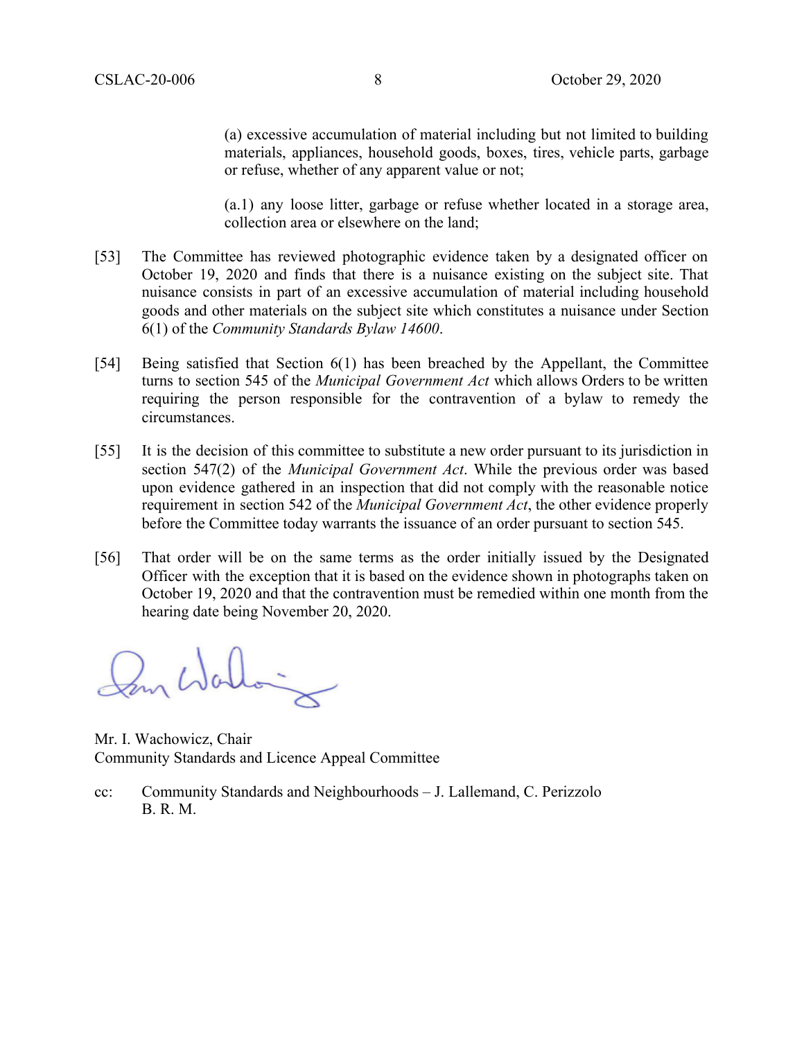(a) excessive accumulation of material including but not limited to building materials, appliances, household goods, boxes, tires, vehicle parts, garbage or refuse, whether of any apparent value or not;

(a.1) any loose litter, garbage or refuse whether located in a storage area, collection area or elsewhere on the land;

[53] The Committee has reviewed photographic evidence taken by a designated officer on October 19, 2020 and finds that there is a nuisance existing on the subject site. That nuisance consists in part of an excessive accumulation of material including household goods and other materials on the subject site which constitutes a nuisance under Section 6(1) of the *Community Standards Bylaw 14600*.

[54] Being satisfied that Section 6(1) has been breached by the Appellant, the Committee turns to section 545 of the *Municipal Government Act* which allows Orders to be written requiring the person responsible for the contravention of a bylaw to remedy the circumstances.

[55] It is the decision of this committee to substitute a new order pursuant to its jurisdiction in section 547(2) of the *Municipal Government Act*. While the previous order was based upon evidence gathered in an inspection that did not comply with the reasonable notice requirement in section 542 of the *Municipal Government Act*, the other evidence properly before the Committee today warrants the issuance of an order pursuant to section 545.

[56] That order will be on the same terms as the order initially issued by the Designated Officer with the exception that it is based on the evidence shown in photographs taken on October 19, 2020 and that the contravention must be remedied within one month from the hearing date being November 20, 2020.

Mr. I. Wachowicz, Chair
Community Standards and Licence Appeal Committee

cc: Community Standards and Neighbourhoods – J. Lallemand, C. Perizzolo
B. R. M.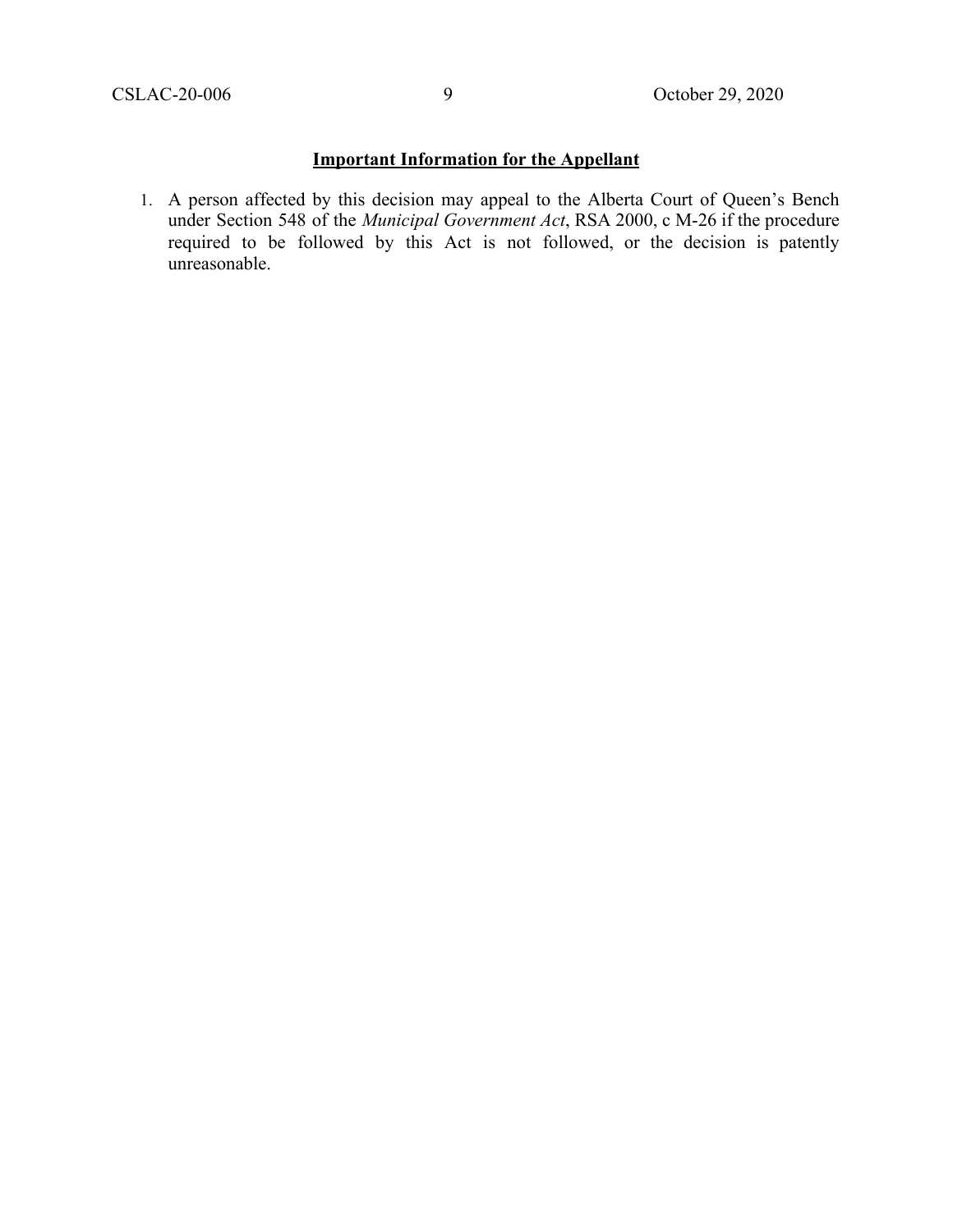## **Important Information for the Appellant**

1. A person affected by this decision may appeal to the Alberta Court of Queen's Bench under Section 548 of the *Municipal Government Act*, RSA 2000, c M-26 if the procedure required to be followed by this Act is not followed, or the decision is patently unreasonable.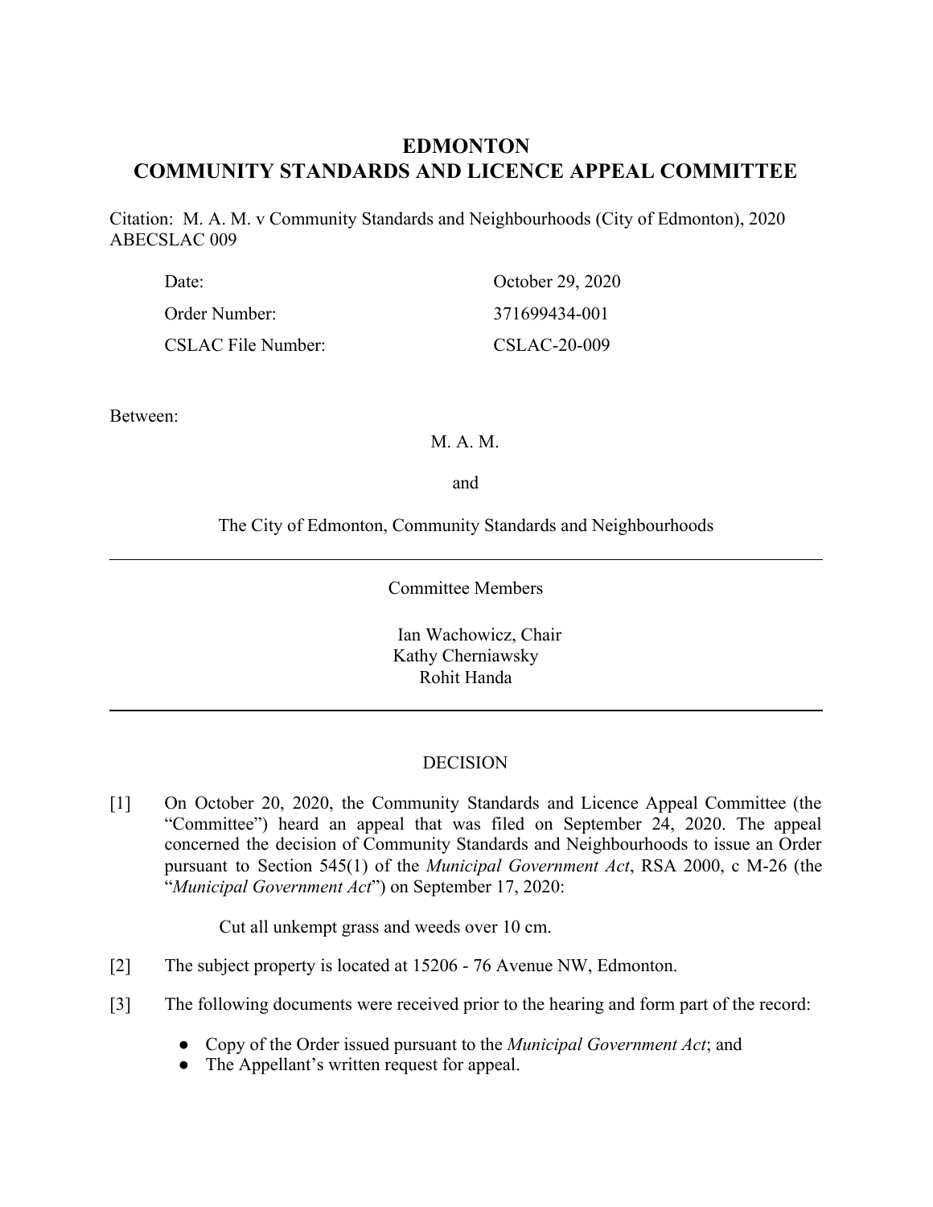# EDMONTON
# COMMUNITY STANDARDS AND LICENCE APPEAL COMMITTEE

Citation: M. A. M. v Community Standards and Neighbourhoods (City of Edmonton), 2020 ABECSLAC 009

| | |
|---|---|
| Date: | October 29, 2020 |
| Order Number: | 371699434-001 |
| CSLAC File Number: | CSLAC-20-009 |

Between:

M. A. M.

and

The City of Edmonton, Community Standards and Neighbourhoods

---

Committee Members

Ian Wachowicz, Chair
Kathy Cherniawsky
Rohit Handa

---

DECISION

[1] On October 20, 2020, the Community Standards and Licence Appeal Committee (the "Committee") heard an appeal that was filed on September 24, 2020. The appeal concerned the decision of Community Standards and Neighbourhoods to issue an Order pursuant to Section 545(1) of the *Municipal Government Act*, RSA 2000, c M-26 (the "*Municipal Government Act*") on September 17, 2020:

> Cut all unkempt grass and weeds over 10 cm.

[2] The subject property is located at 15206 - 76 Avenue NW, Edmonton.

[3] The following documents were received prior to the hearing and form part of the record:

- Copy of the Order issued pursuant to the *Municipal Government Act*; and
- The Appellant's written request for appeal.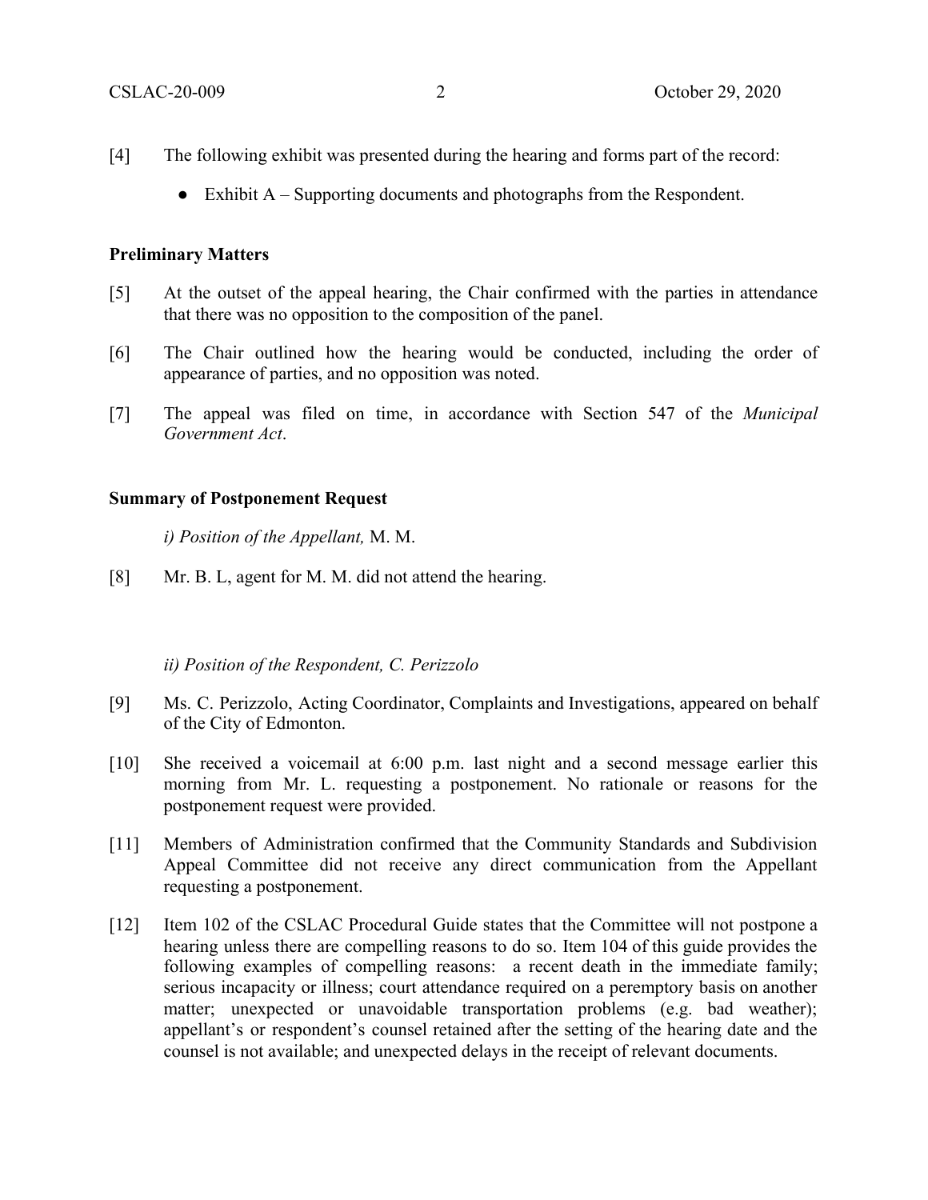[4] The following exhibit was presented during the hearing and forms part of the record:

- Exhibit A – Supporting documents and photographs from the Respondent.

**Preliminary Matters**

[5] At the outset of the appeal hearing, the Chair confirmed with the parties in attendance that there was no opposition to the composition of the panel.

[6] The Chair outlined how the hearing would be conducted, including the order of appearance of parties, and no opposition was noted.

[7] The appeal was filed on time, in accordance with Section 547 of the *Municipal Government Act*.

**Summary of Postponement Request**

*i) Position of the Appellant,* M. M.

[8] Mr. B. L, agent for M. M. did not attend the hearing.

*ii) Position of the Respondent, C. Perizzolo*

[9] Ms. C. Perizzolo, Acting Coordinator, Complaints and Investigations, appeared on behalf of the City of Edmonton.

[10] She received a voicemail at 6:00 p.m. last night and a second message earlier this morning from Mr. L. requesting a postponement. No rationale or reasons for the postponement request were provided.

[11] Members of Administration confirmed that the Community Standards and Subdivision Appeal Committee did not receive any direct communication from the Appellant requesting a postponement.

[12] Item 102 of the CSLAC Procedural Guide states that the Committee will not postpone a hearing unless there are compelling reasons to do so. Item 104 of this guide provides the following examples of compelling reasons: a recent death in the immediate family; serious incapacity or illness; court attendance required on a peremptory basis on another matter; unexpected or unavoidable transportation problems (e.g. bad weather); appellant's or respondent's counsel retained after the setting of the hearing date and the counsel is not available; and unexpected delays in the receipt of relevant documents.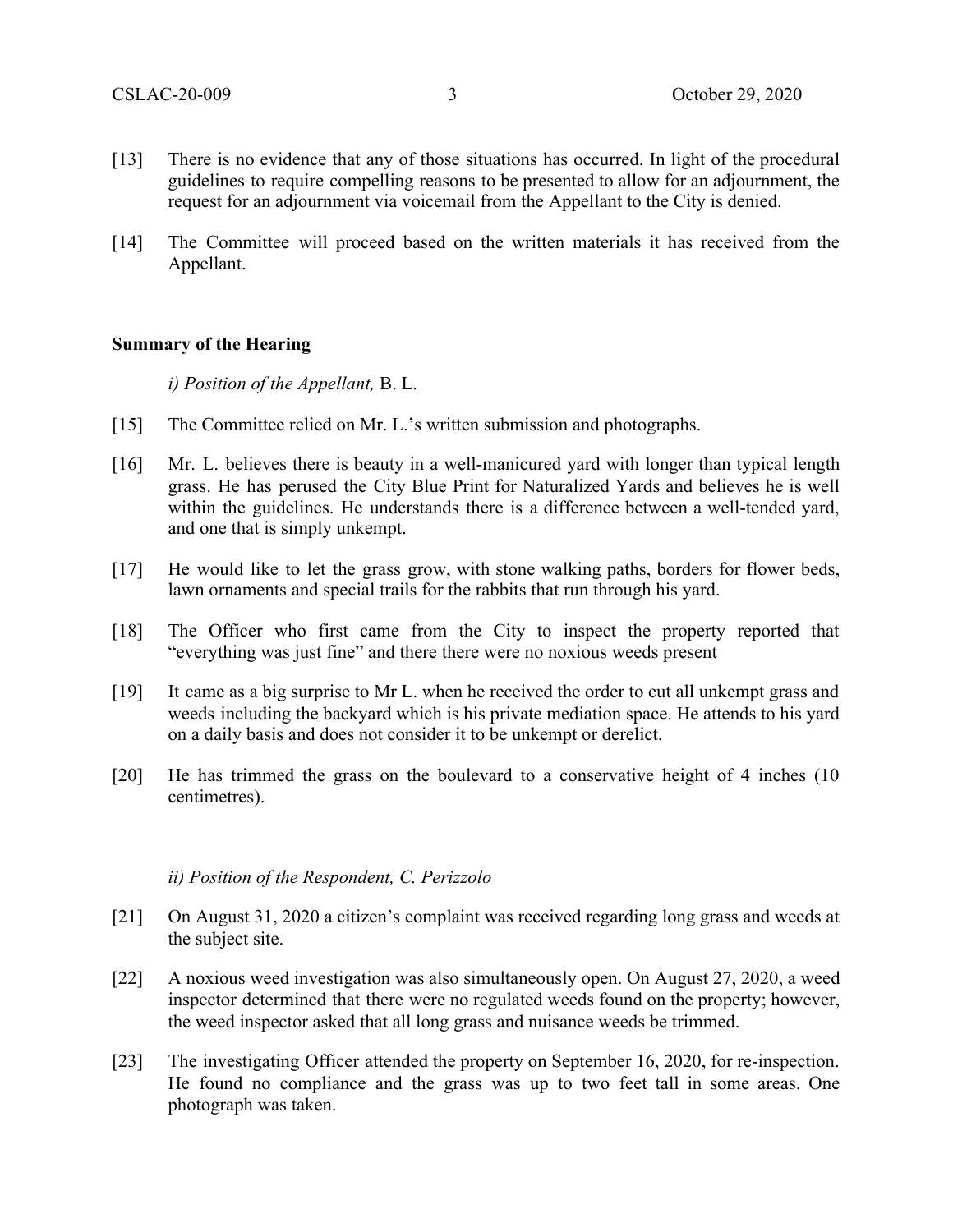[13] There is no evidence that any of those situations has occurred. In light of the procedural guidelines to require compelling reasons to be presented to allow for an adjournment, the request for an adjournment via voicemail from the Appellant to the City is denied.

[14] The Committee will proceed based on the written materials it has received from the Appellant.

**Summary of the Hearing**

*i) Position of the Appellant,* B. L.

[15] The Committee relied on Mr. L.'s written submission and photographs.

[16] Mr. L. believes there is beauty in a well-manicured yard with longer than typical length grass. He has perused the City Blue Print for Naturalized Yards and believes he is well within the guidelines. He understands there is a difference between a well-tended yard, and one that is simply unkempt.

[17] He would like to let the grass grow, with stone walking paths, borders for flower beds, lawn ornaments and special trails for the rabbits that run through his yard.

[18] The Officer who first came from the City to inspect the property reported that "everything was just fine" and there there were no noxious weeds present

[19] It came as a big surprise to Mr L. when he received the order to cut all unkempt grass and weeds including the backyard which is his private mediation space. He attends to his yard on a daily basis and does not consider it to be unkempt or derelict.

[20] He has trimmed the grass on the boulevard to a conservative height of 4 inches (10 centimetres).

*ii) Position of the Respondent, C. Perizzolo*

[21] On August 31, 2020 a citizen's complaint was received regarding long grass and weeds at the subject site.

[22] A noxious weed investigation was also simultaneously open. On August 27, 2020, a weed inspector determined that there were no regulated weeds found on the property; however, the weed inspector asked that all long grass and nuisance weeds be trimmed.

[23] The investigating Officer attended the property on September 16, 2020, for re-inspection. He found no compliance and the grass was up to two feet tall in some areas. One photograph was taken.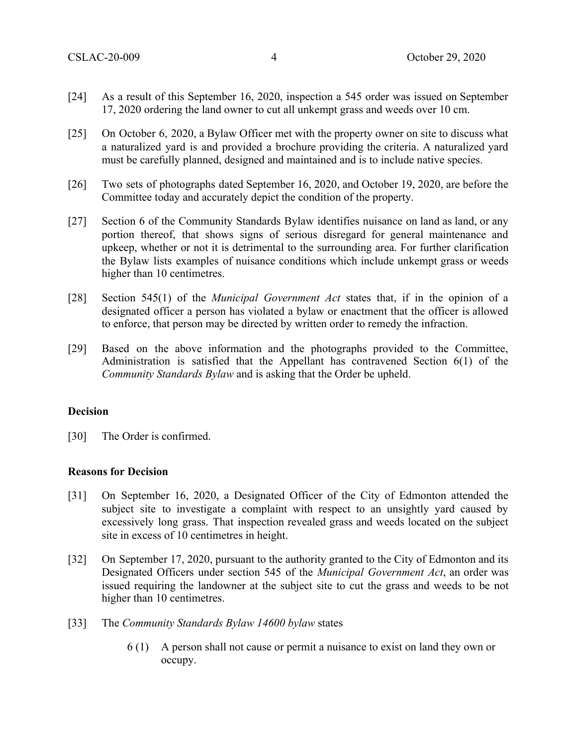[24] As a result of this September 16, 2020, inspection a 545 order was issued on September 17, 2020 ordering the land owner to cut all unkempt grass and weeds over 10 cm.

[25] On October 6, 2020, a Bylaw Officer met with the property owner on site to discuss what a naturalized yard is and provided a brochure providing the criteria. A naturalized yard must be carefully planned, designed and maintained and is to include native species.

[26] Two sets of photographs dated September 16, 2020, and October 19, 2020, are before the Committee today and accurately depict the condition of the property.

[27] Section 6 of the Community Standards Bylaw identifies nuisance on land as land, or any portion thereof, that shows signs of serious disregard for general maintenance and upkeep, whether or not it is detrimental to the surrounding area. For further clarification the Bylaw lists examples of nuisance conditions which include unkempt grass or weeds higher than 10 centimetres.

[28] Section 545(1) of the *Municipal Government Act* states that, if in the opinion of a designated officer a person has violated a bylaw or enactment that the officer is allowed to enforce, that person may be directed by written order to remedy the infraction.

[29] Based on the above information and the photographs provided to the Committee, Administration is satisfied that the Appellant has contravened Section 6(1) of the *Community Standards Bylaw* and is asking that the Order be upheld.

## Decision

[30] The Order is confirmed.

## Reasons for Decision

[31] On September 16, 2020, a Designated Officer of the City of Edmonton attended the subject site to investigate a complaint with respect to an unsightly yard caused by excessively long grass. That inspection revealed grass and weeds located on the subject site in excess of 10 centimetres in height.

[32] On September 17, 2020, pursuant to the authority granted to the City of Edmonton and its Designated Officers under section 545 of the *Municipal Government Act*, an order was issued requiring the landowner at the subject site to cut the grass and weeds to be not higher than 10 centimetres.

[33] The *Community Standards Bylaw 14600 bylaw* states

> 6 (1) A person shall not cause or permit a nuisance to exist on land they own or occupy.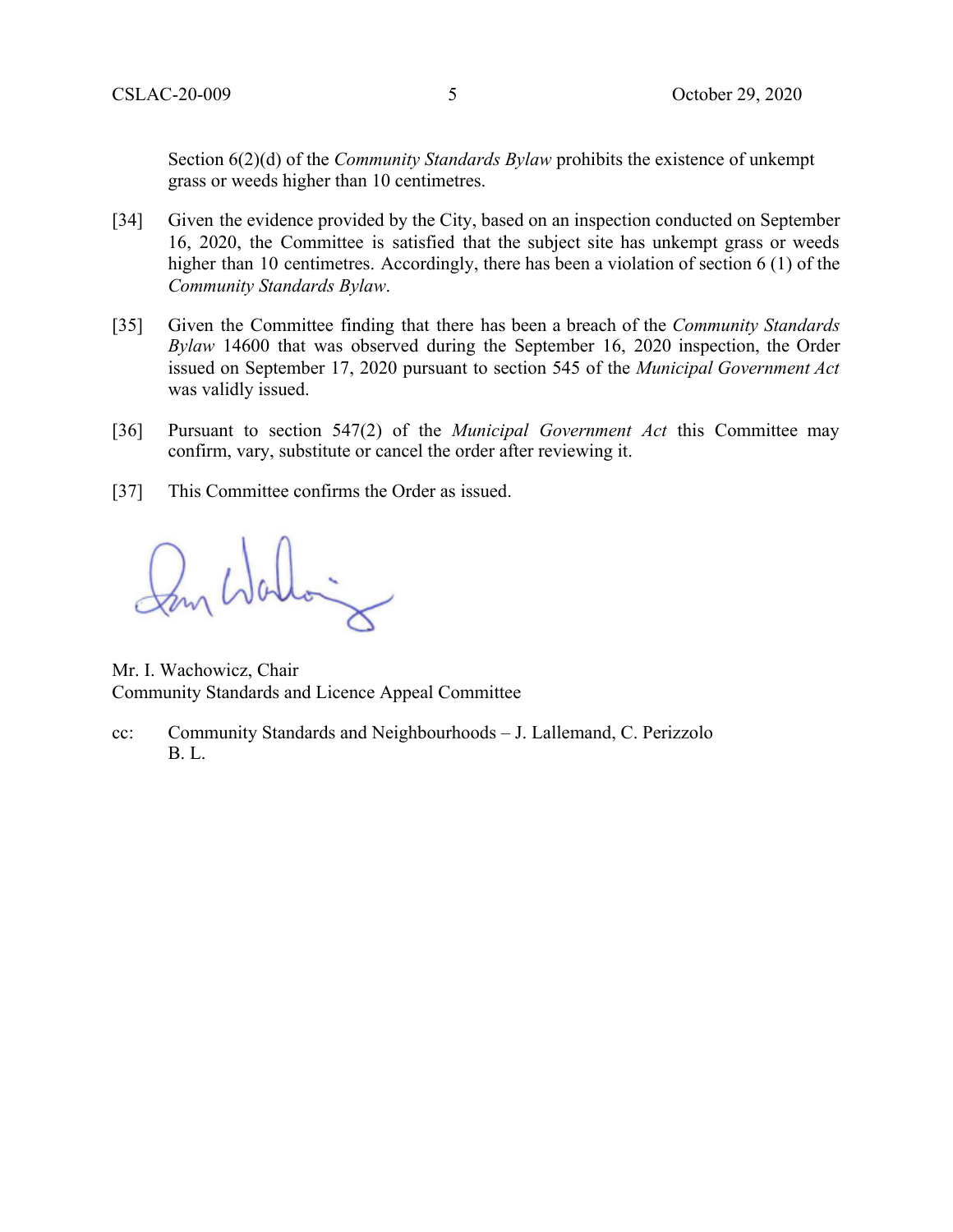Section 6(2)(d) of the *Community Standards Bylaw* prohibits the existence of unkempt grass or weeds higher than 10 centimetres.

[34] Given the evidence provided by the City, based on an inspection conducted on September 16, 2020, the Committee is satisfied that the subject site has unkempt grass or weeds higher than 10 centimetres. Accordingly, there has been a violation of section 6 (1) of the *Community Standards Bylaw*.

[35] Given the Committee finding that there has been a breach of the *Community Standards Bylaw* 14600 that was observed during the September 16, 2020 inspection, the Order issued on September 17, 2020 pursuant to section 545 of the *Municipal Government Act* was validly issued.

[36] Pursuant to section 547(2) of the *Municipal Government Act* this Committee may confirm, vary, substitute or cancel the order after reviewing it.

[37] This Committee confirms the Order as issued.

Mr. I. Wachowicz, Chair
Community Standards and Licence Appeal Committee

cc: Community Standards and Neighbourhoods – J. Lallemand, C. Perizzolo
B. L.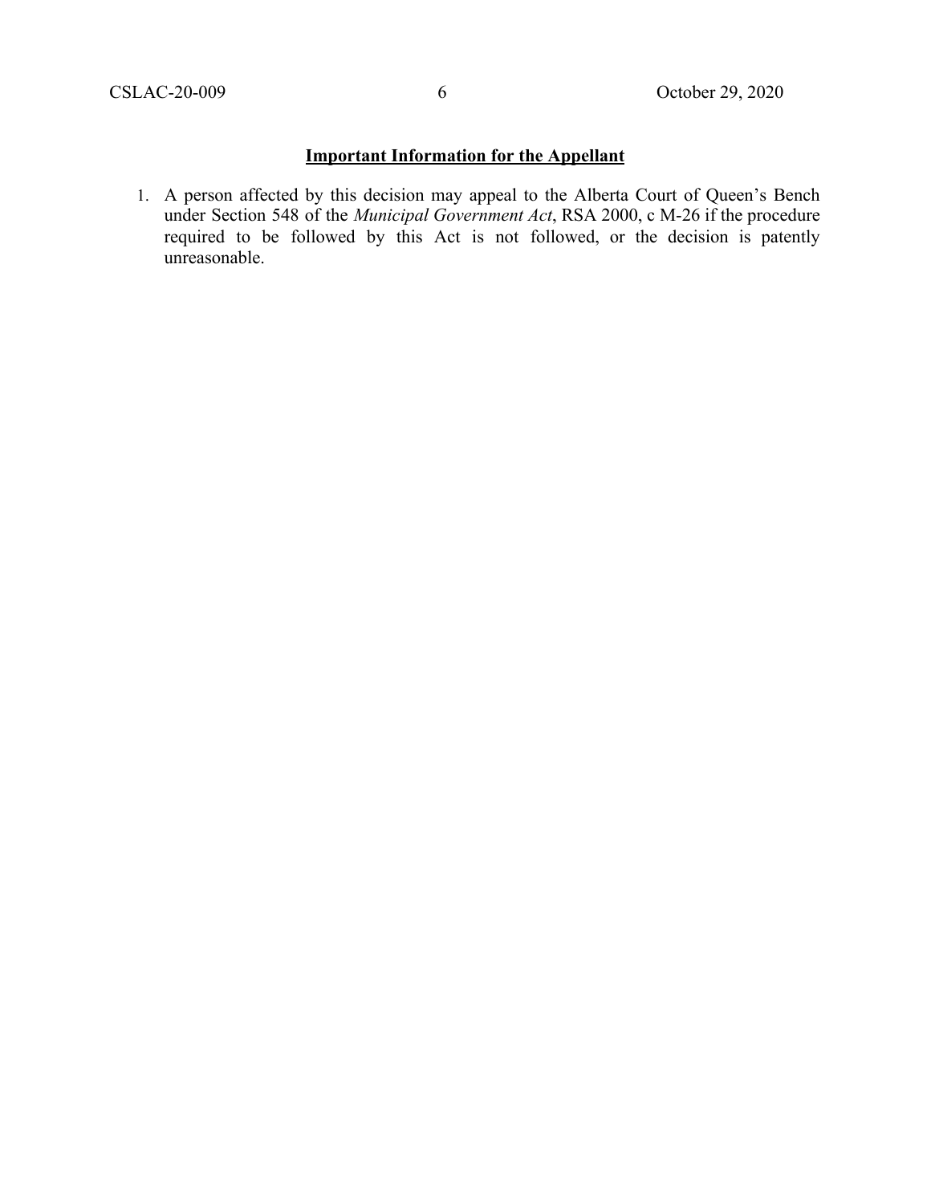**Important Information for the Appellant**

1. A person affected by this decision may appeal to the Alberta Court of Queen's Bench under Section 548 of the *Municipal Government Act*, RSA 2000, c M-26 if the procedure required to be followed by this Act is not followed, or the decision is patently unreasonable.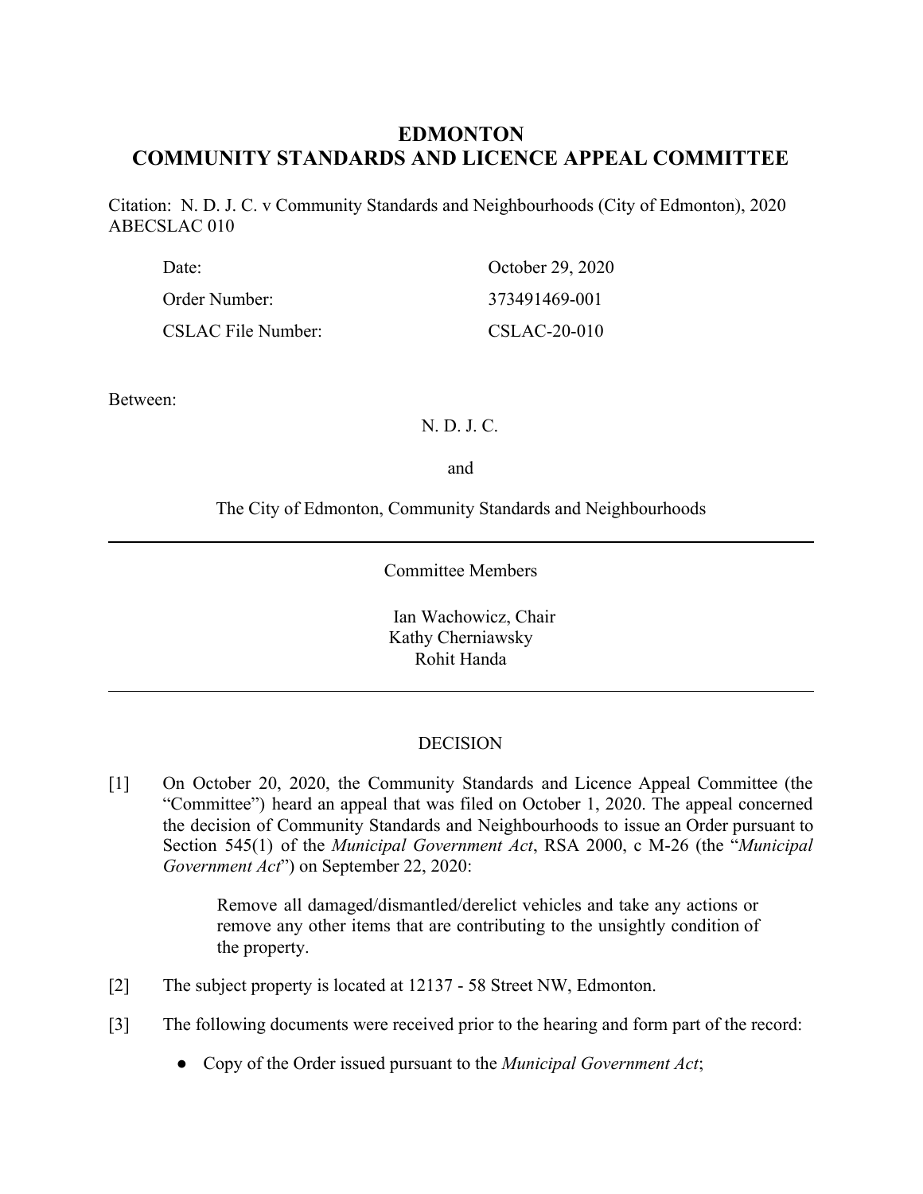# EDMONTON
# COMMUNITY STANDARDS AND LICENCE APPEAL COMMITTEE

Citation: N. D. J. C. v Community Standards and Neighbourhoods (City of Edmonton), 2020 ABECSLAC 010

| | |
|---|---|
| Date: | October 29, 2020 |
| Order Number: | 373491469-001 |
| CSLAC File Number: | CSLAC-20-010 |

Between:

N. D. J. C.

and

The City of Edmonton, Community Standards and Neighbourhoods

---

Committee Members

Ian Wachowicz, Chair
Kathy Cherniawsky
Rohit Handa

---

## DECISION

[1] On October 20, 2020, the Community Standards and Licence Appeal Committee (the "Committee") heard an appeal that was filed on October 1, 2020. The appeal concerned the decision of Community Standards and Neighbourhoods to issue an Order pursuant to Section 545(1) of the *Municipal Government Act*, RSA 2000, c M-26 (the "*Municipal Government Act*") on September 22, 2020:

> Remove all damaged/dismantled/derelict vehicles and take any actions or remove any other items that are contributing to the unsightly condition of the property.

[2] The subject property is located at 12137 - 58 Street NW, Edmonton.

[3] The following documents were received prior to the hearing and form part of the record:

- Copy of the Order issued pursuant to the *Municipal Government Act*;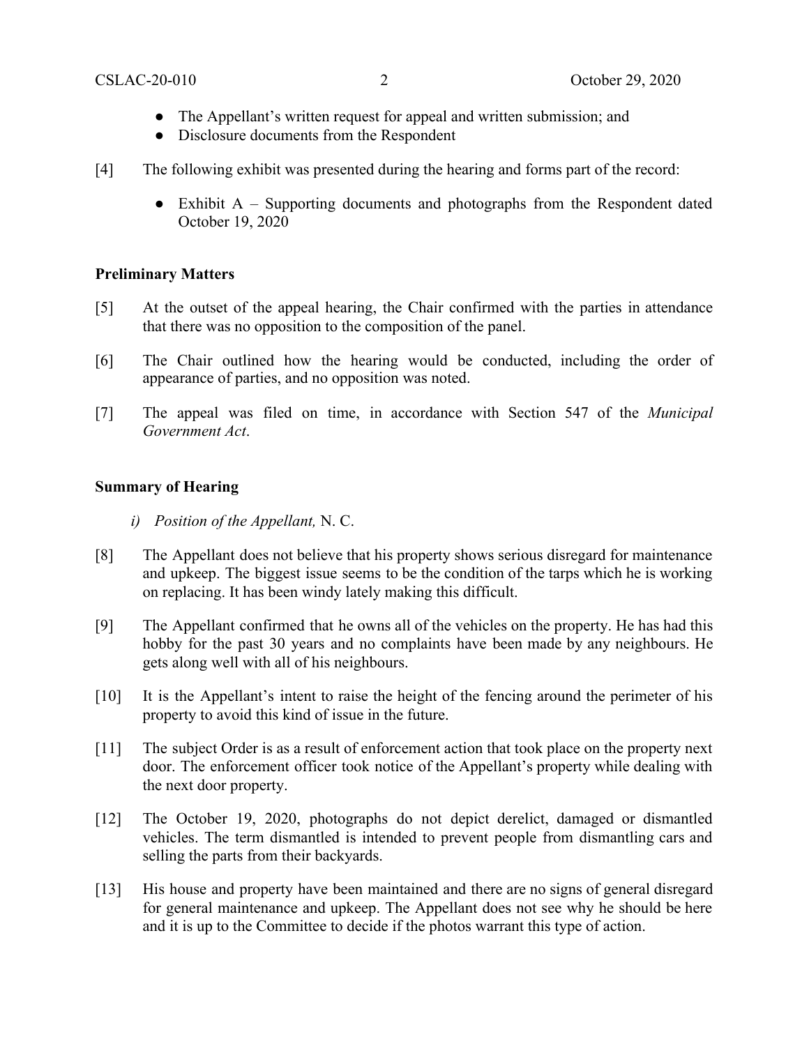- The Appellant's written request for appeal and written submission; and
- Disclosure documents from the Respondent

[4] The following exhibit was presented during the hearing and forms part of the record:

- Exhibit A – Supporting documents and photographs from the Respondent dated October 19, 2020

### Preliminary Matters

[5] At the outset of the appeal hearing, the Chair confirmed with the parties in attendance that there was no opposition to the composition of the panel.

[6] The Chair outlined how the hearing would be conducted, including the order of appearance of parties, and no opposition was noted.

[7] The appeal was filed on time, in accordance with Section 547 of the *Municipal Government Act*.

### Summary of Hearing

*i) Position of the Appellant,* N. C.

[8] The Appellant does not believe that his property shows serious disregard for maintenance and upkeep. The biggest issue seems to be the condition of the tarps which he is working on replacing. It has been windy lately making this difficult.

[9] The Appellant confirmed that he owns all of the vehicles on the property. He has had this hobby for the past 30 years and no complaints have been made by any neighbours. He gets along well with all of his neighbours.

[10] It is the Appellant's intent to raise the height of the fencing around the perimeter of his property to avoid this kind of issue in the future.

[11] The subject Order is as a result of enforcement action that took place on the property next door. The enforcement officer took notice of the Appellant's property while dealing with the next door property.

[12] The October 19, 2020, photographs do not depict derelict, damaged or dismantled vehicles. The term dismantled is intended to prevent people from dismantling cars and selling the parts from their backyards.

[13] His house and property have been maintained and there are no signs of general disregard for general maintenance and upkeep. The Appellant does not see why he should be here and it is up to the Committee to decide if the photos warrant this type of action.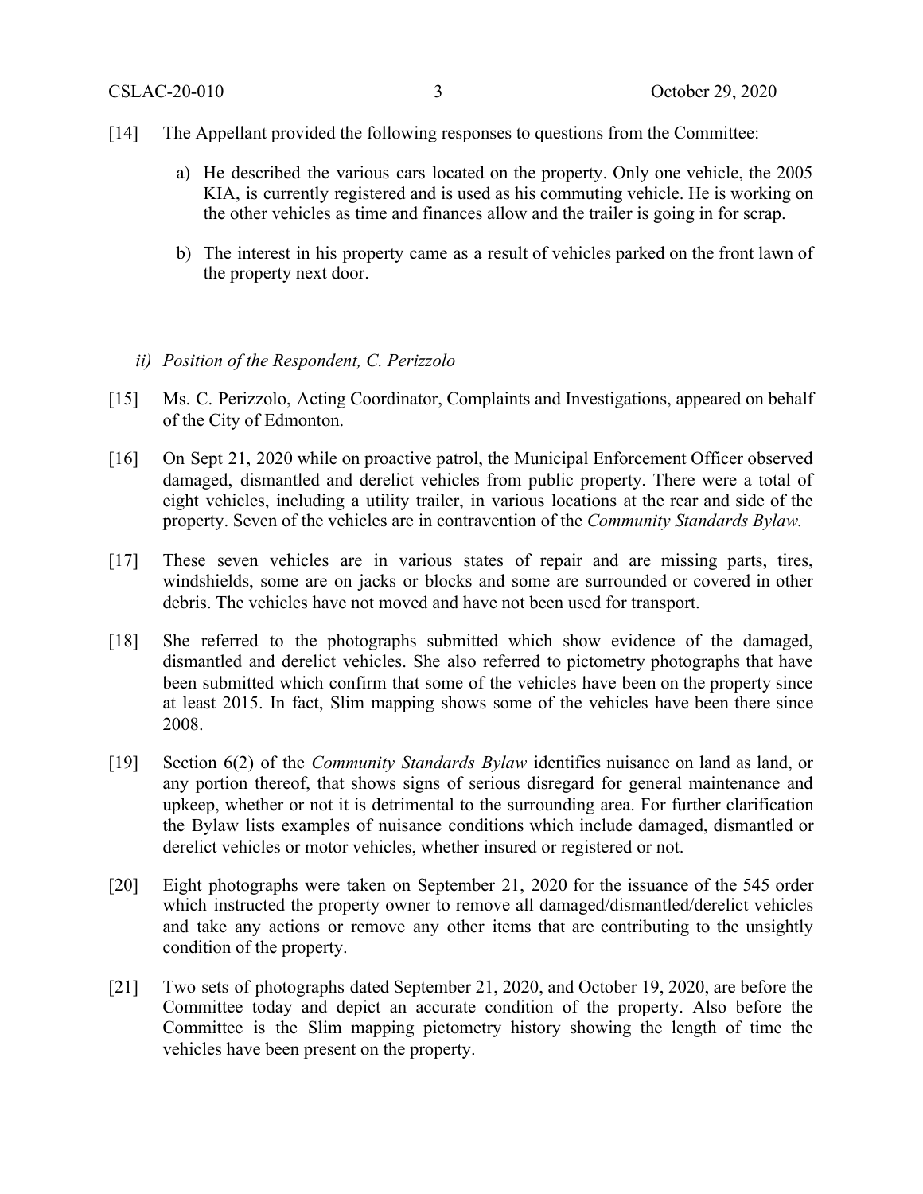[14] The Appellant provided the following responses to questions from the Committee:

a) He described the various cars located on the property. Only one vehicle, the 2005 KIA, is currently registered and is used as his commuting vehicle. He is working on the other vehicles as time and finances allow and the trailer is going in for scrap.

b) The interest in his property came as a result of vehicles parked on the front lawn of the property next door.

*ii) Position of the Respondent, C. Perizzolo*

[15] Ms. C. Perizzolo, Acting Coordinator, Complaints and Investigations, appeared on behalf of the City of Edmonton.

[16] On Sept 21, 2020 while on proactive patrol, the Municipal Enforcement Officer observed damaged, dismantled and derelict vehicles from public property. There were a total of eight vehicles, including a utility trailer, in various locations at the rear and side of the property. Seven of the vehicles are in contravention of the *Community Standards Bylaw.*

[17] These seven vehicles are in various states of repair and are missing parts, tires, windshields, some are on jacks or blocks and some are surrounded or covered in other debris. The vehicles have not moved and have not been used for transport.

[18] She referred to the photographs submitted which show evidence of the damaged, dismantled and derelict vehicles. She also referred to pictometry photographs that have been submitted which confirm that some of the vehicles have been on the property since at least 2015. In fact, Slim mapping shows some of the vehicles have been there since 2008.

[19] Section 6(2) of the *Community Standards Bylaw* identifies nuisance on land as land, or any portion thereof, that shows signs of serious disregard for general maintenance and upkeep, whether or not it is detrimental to the surrounding area. For further clarification the Bylaw lists examples of nuisance conditions which include damaged, dismantled or derelict vehicles or motor vehicles, whether insured or registered or not.

[20] Eight photographs were taken on September 21, 2020 for the issuance of the 545 order which instructed the property owner to remove all damaged/dismantled/derelict vehicles and take any actions or remove any other items that are contributing to the unsightly condition of the property.

[21] Two sets of photographs dated September 21, 2020, and October 19, 2020, are before the Committee today and depict an accurate condition of the property. Also before the Committee is the Slim mapping pictometry history showing the length of time the vehicles have been present on the property.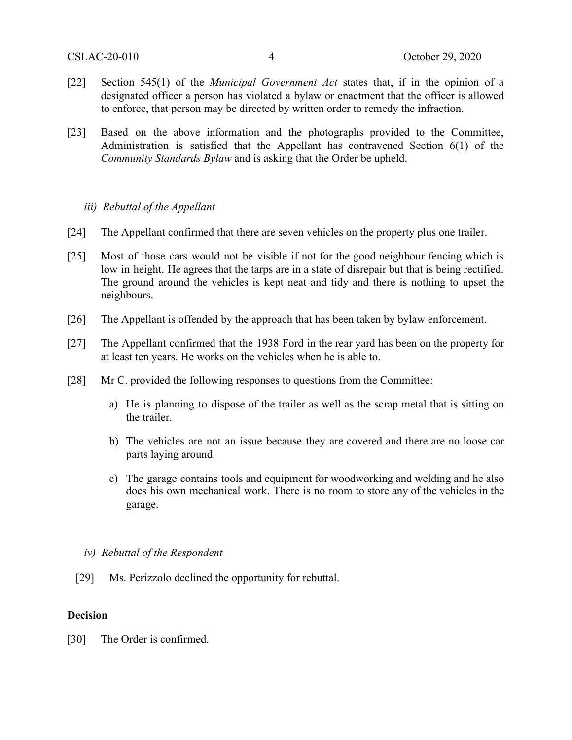[22] Section 545(1) of the *Municipal Government Act* states that, if in the opinion of a designated officer a person has violated a bylaw or enactment that the officer is allowed to enforce, that person may be directed by written order to remedy the infraction.

[23] Based on the above information and the photographs provided to the Committee, Administration is satisfied that the Appellant has contravened Section 6(1) of the *Community Standards Bylaw* and is asking that the Order be upheld.

*iii) Rebuttal of the Appellant*

[24] The Appellant confirmed that there are seven vehicles on the property plus one trailer.

[25] Most of those cars would not be visible if not for the good neighbour fencing which is low in height. He agrees that the tarps are in a state of disrepair but that is being rectified. The ground around the vehicles is kept neat and tidy and there is nothing to upset the neighbours.

[26] The Appellant is offended by the approach that has been taken by bylaw enforcement.

[27] The Appellant confirmed that the 1938 Ford in the rear yard has been on the property for at least ten years. He works on the vehicles when he is able to.

[28] Mr C. provided the following responses to questions from the Committee:

a) He is planning to dispose of the trailer as well as the scrap metal that is sitting on the trailer.

b) The vehicles are not an issue because they are covered and there are no loose car parts laying around.

c) The garage contains tools and equipment for woodworking and welding and he also does his own mechanical work. There is no room to store any of the vehicles in the garage.

*iv) Rebuttal of the Respondent*

[29] Ms. Perizzolo declined the opportunity for rebuttal.

**Decision**

[30] The Order is confirmed.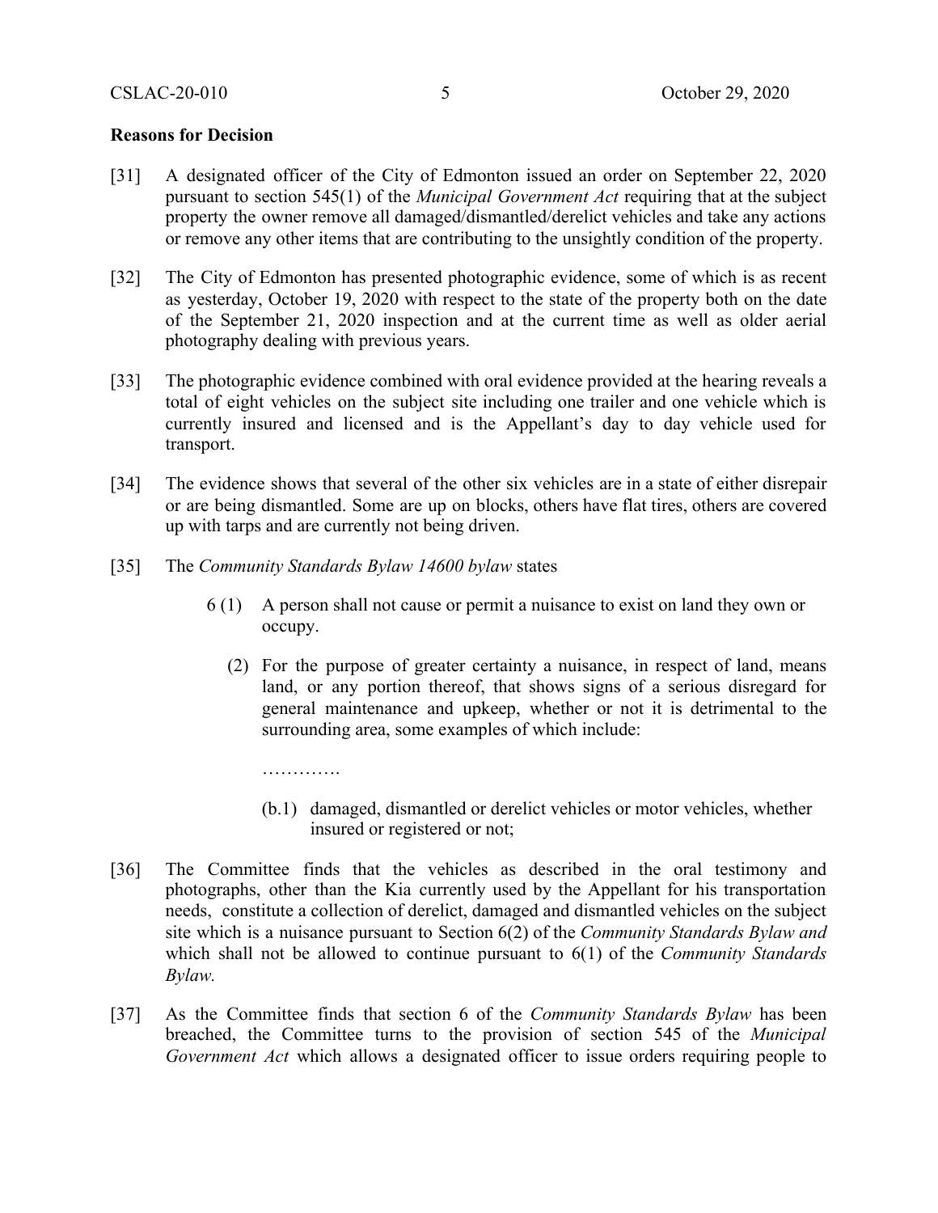**Reasons for Decision**

[31] A designated officer of the City of Edmonton issued an order on September 22, 2020 pursuant to section 545(1) of the *Municipal Government Act* requiring that at the subject property the owner remove all damaged/dismantled/derelict vehicles and take any actions or remove any other items that are contributing to the unsightly condition of the property.

[32] The City of Edmonton has presented photographic evidence, some of which is as recent as yesterday, October 19, 2020 with respect to the state of the property both on the date of the September 21, 2020 inspection and at the current time as well as older aerial photography dealing with previous years.

[33] The photographic evidence combined with oral evidence provided at the hearing reveals a total of eight vehicles on the subject site including one trailer and one vehicle which is currently insured and licensed and is the Appellant's day to day vehicle used for transport.

[34] The evidence shows that several of the other six vehicles are in a state of either disrepair or are being dismantled. Some are up on blocks, others have flat tires, others are covered up with tarps and are currently not being driven.

[35] The *Community Standards Bylaw 14600 bylaw* states

> 6 (1) A person shall not cause or permit a nuisance to exist on land they own or occupy.
>
> (2) For the purpose of greater certainty a nuisance, in respect of land, means land, or any portion thereof, that shows signs of a serious disregard for general maintenance and upkeep, whether or not it is detrimental to the surrounding area, some examples of which include:
>
> ………….
>
> (b.1) damaged, dismantled or derelict vehicles or motor vehicles, whether insured or registered or not;

[36] The Committee finds that the vehicles as described in the oral testimony and photographs, other than the Kia currently used by the Appellant for his transportation needs, constitute a collection of derelict, damaged and dismantled vehicles on the subject site which is a nuisance pursuant to Section 6(2) of the *Community Standards Bylaw and* which shall not be allowed to continue pursuant to 6(1) of the *Community Standards Bylaw.*

[37] As the Committee finds that section 6 of the *Community Standards Bylaw* has been breached, the Committee turns to the provision of section 545 of the *Municipal Government Act* which allows a designated officer to issue orders requiring people to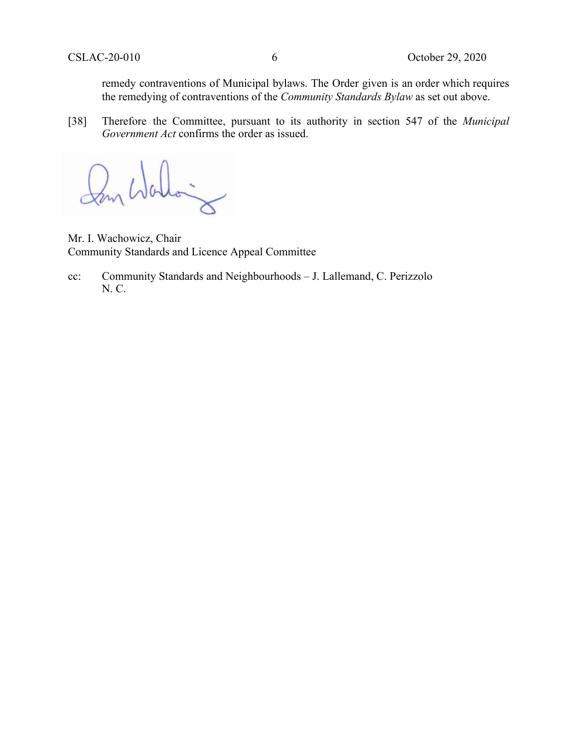remedy contraventions of Municipal bylaws. The Order given is an order which requires the remedying of contraventions of the *Community Standards Bylaw* as set out above.

[38] Therefore the Committee, pursuant to its authority in section 547 of the *Municipal Government Act* confirms the order as issued.

Mr. I. Wachowicz, Chair
Community Standards and Licence Appeal Committee

cc: Community Standards and Neighbourhoods – J. Lallemand, C. Perizzolo
N. C.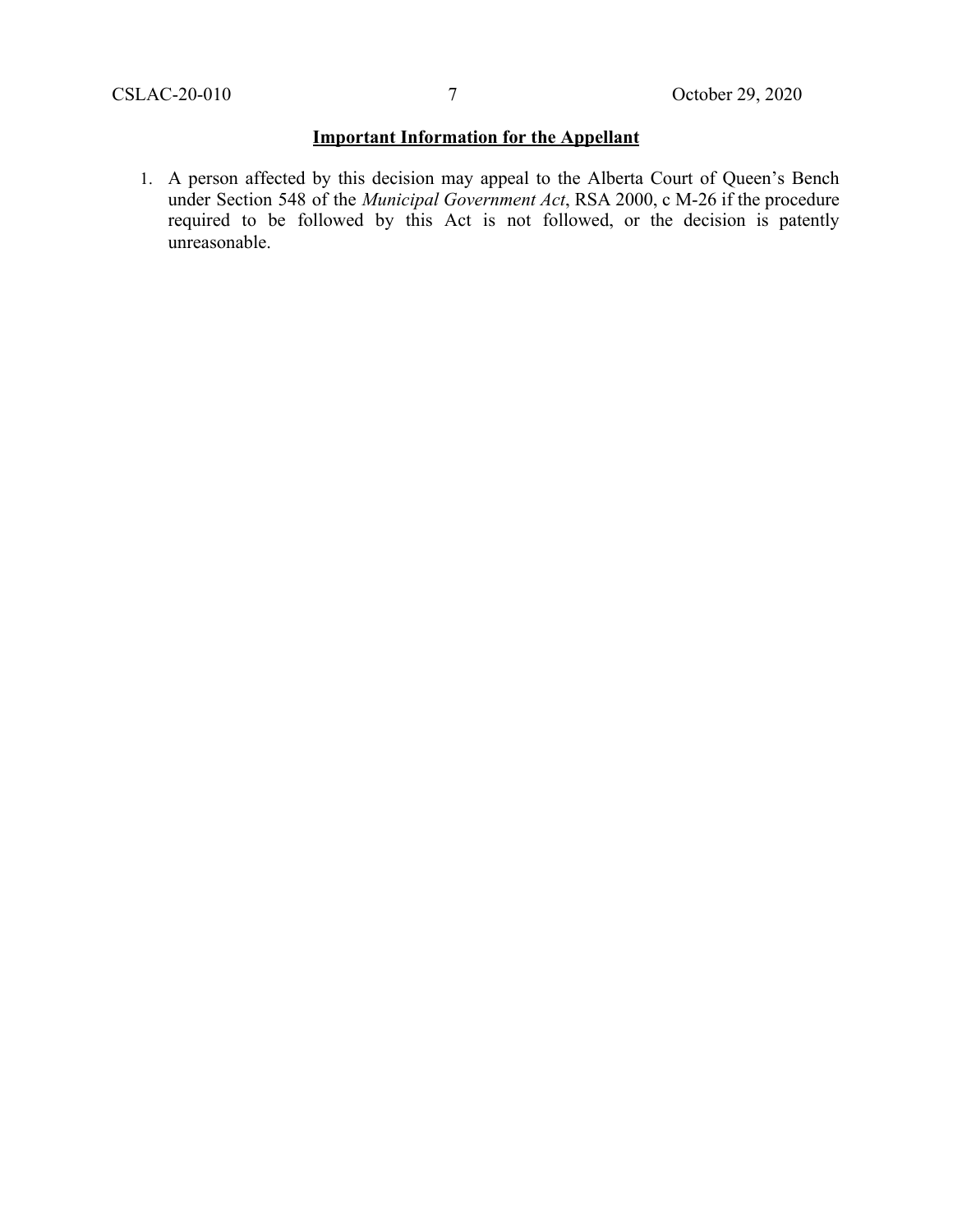**Important Information for the Appellant**

1. A person affected by this decision may appeal to the Alberta Court of Queen's Bench under Section 548 of the *Municipal Government Act*, RSA 2000, c M-26 if the procedure required to be followed by this Act is not followed, or the decision is patently unreasonable.